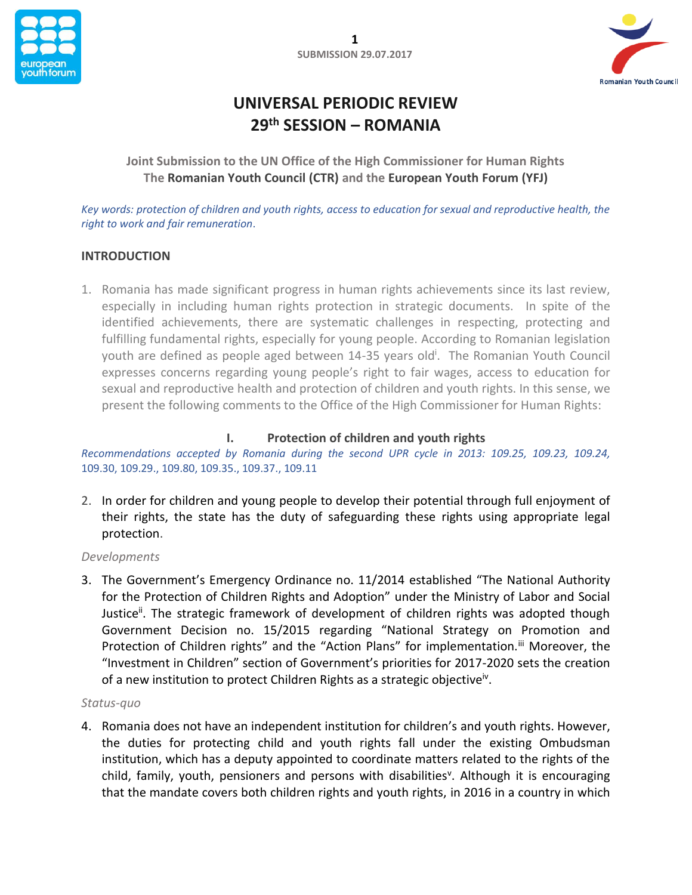SUBMISSION 29.07.2017

# UNIVERSAL PERIODIC REVIEW 29th SESSION – ROMANIA

Joint Submission to the UN Office of the High Commissioner for Human Rights
The **Romanian Youth Council (CTR)** and the **European Youth Forum (YFJ)**

*Key words: protection of children and youth rights, access to education for sexual and reproductive health, the right to work and fair remuneration.*

## INTRODUCTION

1. Romania has made significant progress in human rights achievements since its last review, especially in including human rights protection in strategic documents. In spite of the identified achievements, there are systematic challenges in respecting, protecting and fulfilling fundamental rights, especially for young people. According to Romanian legislation youth are defined as people aged between 14-35 years old[i]. The Romanian Youth Council expresses concerns regarding young people's right to fair wages, access to education for sexual and reproductive health and protection of children and youth rights. In this sense, we present the following comments to the Office of the High Commissioner for Human Rights:

## I. Protection of children and youth rights

*Recommendations accepted by Romania during the second UPR cycle in 2013: 109.25, 109.23, 109.24, 109.30, 109.29., 109.80, 109.35., 109.37., 109.11*

2. In order for children and young people to develop their potential through full enjoyment of their rights, the state has the duty of safeguarding these rights using appropriate legal protection.

*Developments*

3. The Government's Emergency Ordinance no. 11/2014 established "The National Authority for the Protection of Children Rights and Adoption" under the Ministry of Labor and Social Justice[ii]. The strategic framework of development of children rights was adopted though Government Decision no. 15/2015 regarding "National Strategy on Promotion and Protection of Children rights" and the "Action Plans" for implementation.[iii] Moreover, the "Investment in Children" section of Government's priorities for 2017-2020 sets the creation of a new institution to protect Children Rights as a strategic objective[iv].

*Status-quo*

4. Romania does not have an independent institution for children's and youth rights. However, the duties for protecting child and youth rights fall under the existing Ombudsman institution, which has a deputy appointed to coordinate matters related to the rights of the child, family, youth, pensioners and persons with disabilities[v]. Although it is encouraging that the mandate covers both children rights and youth rights, in 2016 in a country in which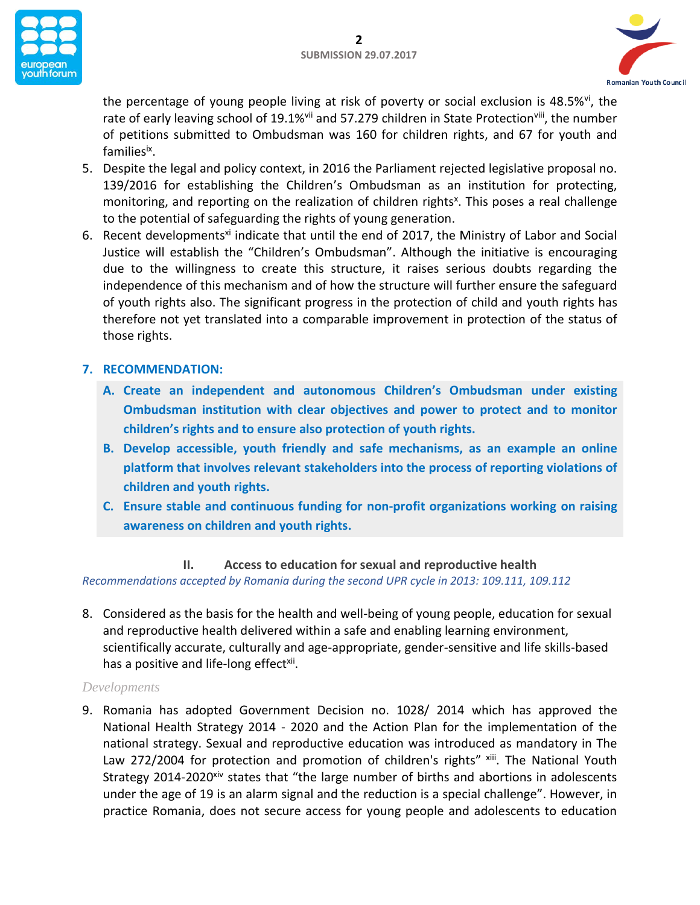the percentage of young people living at risk of poverty or social exclusion is 48.5%[vi], the rate of early leaving school of 19.1%[vii] and 57.279 children in State Protection[viii], the number of petitions submitted to Ombudsman was 160 for children rights, and 67 for youth and families[ix].

5. Despite the legal and policy context, in 2016 the Parliament rejected legislative proposal no. 139/2016 for establishing the Children's Ombudsman as an institution for protecting, monitoring, and reporting on the realization of children rights[x]. This poses a real challenge to the potential of safeguarding the rights of young generation.
6. Recent developments[xi] indicate that until the end of 2017, the Ministry of Labor and Social Justice will establish the "Children's Ombudsman". Although the initiative is encouraging due to the willingness to create this structure, it raises serious doubts regarding the independence of this mechanism and of how the structure will further ensure the safeguard of youth rights also. The significant progress in the protection of child and youth rights has therefore not yet translated into a comparable improvement in protection of the status of those rights.
7. **RECOMMENDATION:**
   - **A. Create an independent and autonomous Children's Ombudsman under existing Ombudsman institution with clear objectives and power to protect and to monitor children's rights and to ensure also protection of youth rights.**
   - **B. Develop accessible, youth friendly and safe mechanisms, as an example an online platform that involves relevant stakeholders into the process of reporting violations of children and youth rights.**
   - **C. Ensure stable and continuous funding for non-profit organizations working on raising awareness on children and youth rights.**

## II. Access to education for sexual and reproductive health

*Recommendations accepted by Romania during the second UPR cycle in 2013: 109.111, 109.112*

8. Considered as the basis for the health and well-being of young people, education for sexual and reproductive health delivered within a safe and enabling learning environment, scientifically accurate, culturally and age-appropriate, gender-sensitive and life skills-based has a positive and life-long effect[xii].

*Developments*

9. Romania has adopted Government Decision no. 1028/ 2014 which has approved the National Health Strategy 2014 - 2020 and the Action Plan for the implementation of the national strategy. Sexual and reproductive education was introduced as mandatory in The Law 272/2004 for protection and promotion of children's rights" [xiii]. The National Youth Strategy 2014-2020[xiv] states that "the large number of births and abortions in adolescents under the age of 19 is an alarm signal and the reduction is a special challenge". However, in practice Romania, does not secure access for young people and adolescents to education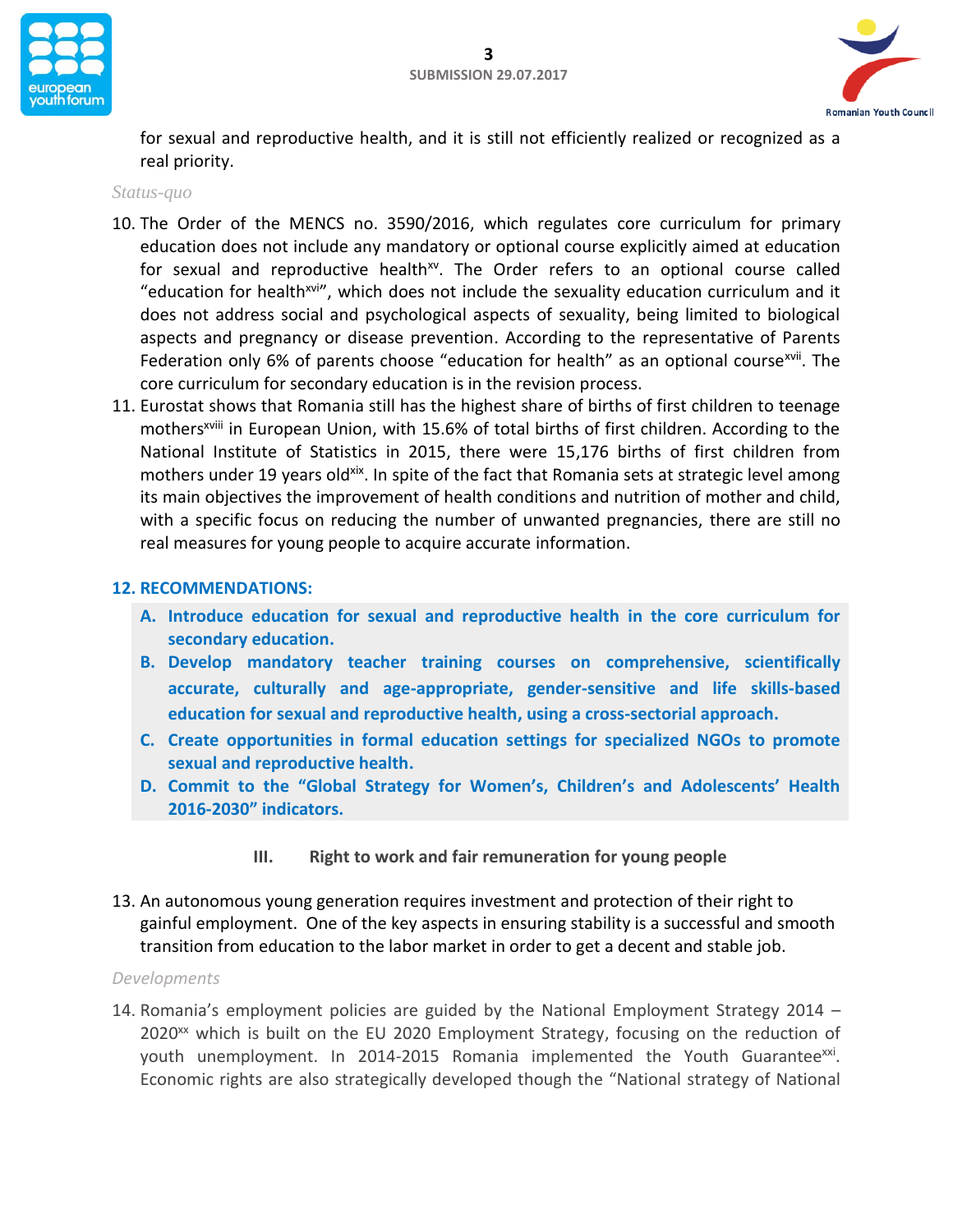for sexual and reproductive health, and it is still not efficiently realized or recognized as a real priority.

*Status-quo*

10. The Order of the MENCS no. 3590/2016, which regulates core curriculum for primary education does not include any mandatory or optional course explicitly aimed at education for sexual and reproductive health[xv]. The Order refers to an optional course called "education for health[xvi]", which does not include the sexuality education curriculum and it does not address social and psychological aspects of sexuality, being limited to biological aspects and pregnancy or disease prevention. According to the representative of Parents Federation only 6% of parents choose "education for health" as an optional course[xvii]. The core curriculum for secondary education is in the revision process.
11. Eurostat shows that Romania still has the highest share of births of first children to teenage mothers[xviii] in European Union, with 15.6% of total births of first children. According to the National Institute of Statistics in 2015, there were 15,176 births of first children from mothers under 19 years old[xix]. In spite of the fact that Romania sets at strategic level among its main objectives the improvement of health conditions and nutrition of mother and child, with a specific focus on reducing the number of unwanted pregnancies, there are still no real measures for young people to acquire accurate information.

**12. RECOMMENDATIONS:**

- **A. Introduce education for sexual and reproductive health in the core curriculum for secondary education.**
- **B. Develop mandatory teacher training courses on comprehensive, scientifically accurate, culturally and age-appropriate, gender-sensitive and life skills-based education for sexual and reproductive health, using a cross-sectorial approach.**
- **C. Create opportunities in formal education settings for specialized NGOs to promote sexual and reproductive health.**
- **D. Commit to the "Global Strategy for Women's, Children's and Adolescents' Health 2016-2030" indicators.**

## III. Right to work and fair remuneration for young people

13. An autonomous young generation requires investment and protection of their right to gainful employment. One of the key aspects in ensuring stability is a successful and smooth transition from education to the labor market in order to get a decent and stable job.

*Developments*

14. Romania's employment policies are guided by the National Employment Strategy 2014 – 2020[xx] which is built on the EU 2020 Employment Strategy, focusing on the reduction of youth unemployment. In 2014-2015 Romania implemented the Youth Guarantee[xxi]. Economic rights are also strategically developed though the "National strategy of National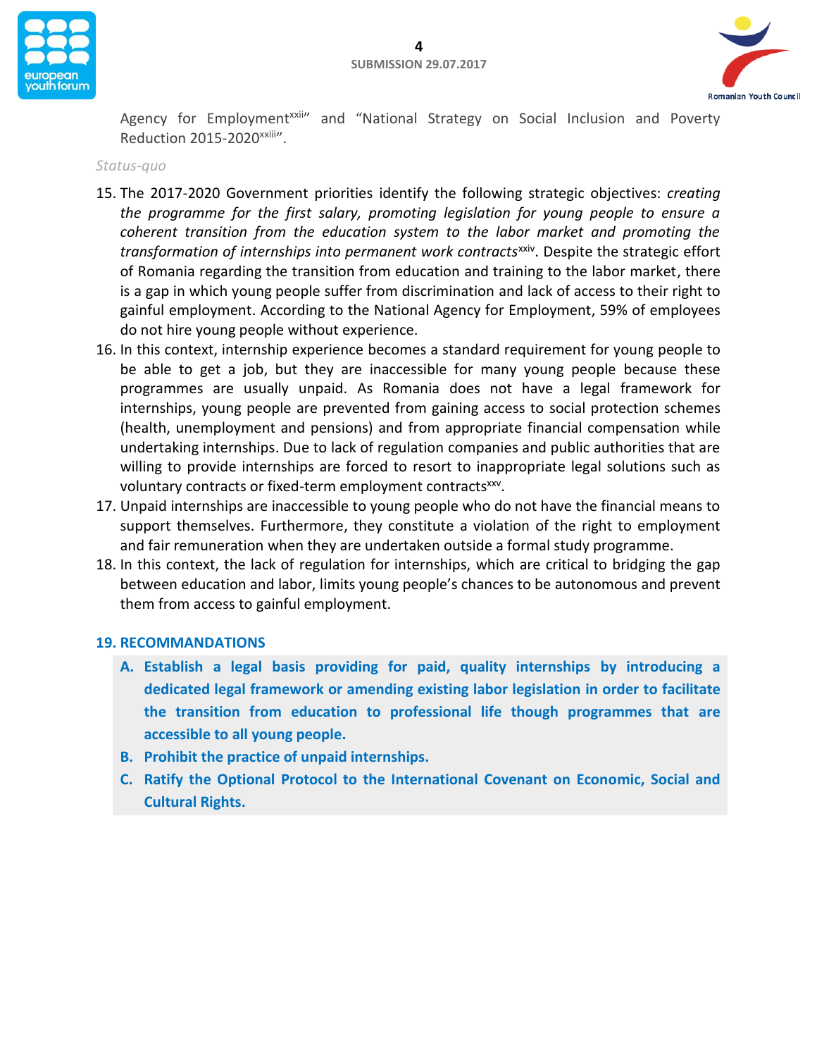Agency for Employment[xxii]" and "National Strategy on Social Inclusion and Poverty Reduction 2015-2020[xxiii]".

*Status-quo*

15. The 2017-2020 Government priorities identify the following strategic objectives: *creating the programme for the first salary, promoting legislation for young people to ensure a coherent transition from the education system to the labor market and promoting the transformation of internships into permanent work contracts*[xxiv]. Despite the strategic effort of Romania regarding the transition from education and training to the labor market, there is a gap in which young people suffer from discrimination and lack of access to their right to gainful employment. According to the National Agency for Employment, 59% of employees do not hire young people without experience.
16. In this context, internship experience becomes a standard requirement for young people to be able to get a job, but they are inaccessible for many young people because these programmes are usually unpaid. As Romania does not have a legal framework for internships, young people are prevented from gaining access to social protection schemes (health, unemployment and pensions) and from appropriate financial compensation while undertaking internships. Due to lack of regulation companies and public authorities that are willing to provide internships are forced to resort to inappropriate legal solutions such as voluntary contracts or fixed-term employment contracts[xxv].
17. Unpaid internships are inaccessible to young people who do not have the financial means to support themselves. Furthermore, they constitute a violation of the right to employment and fair remuneration when they are undertaken outside a formal study programme.
18. In this context, the lack of regulation for internships, which are critical to bridging the gap between education and labor, limits young people's chances to be autonomous and prevent them from access to gainful employment.

**19. RECOMMANDATIONS**

- **A. Establish a legal basis providing for paid, quality internships by introducing a dedicated legal framework or amending existing labor legislation in order to facilitate the transition from education to professional life though programmes that are accessible to all young people.**
- **B. Prohibit the practice of unpaid internships.**
- **C. Ratify the Optional Protocol to the International Covenant on Economic, Social and Cultural Rights.**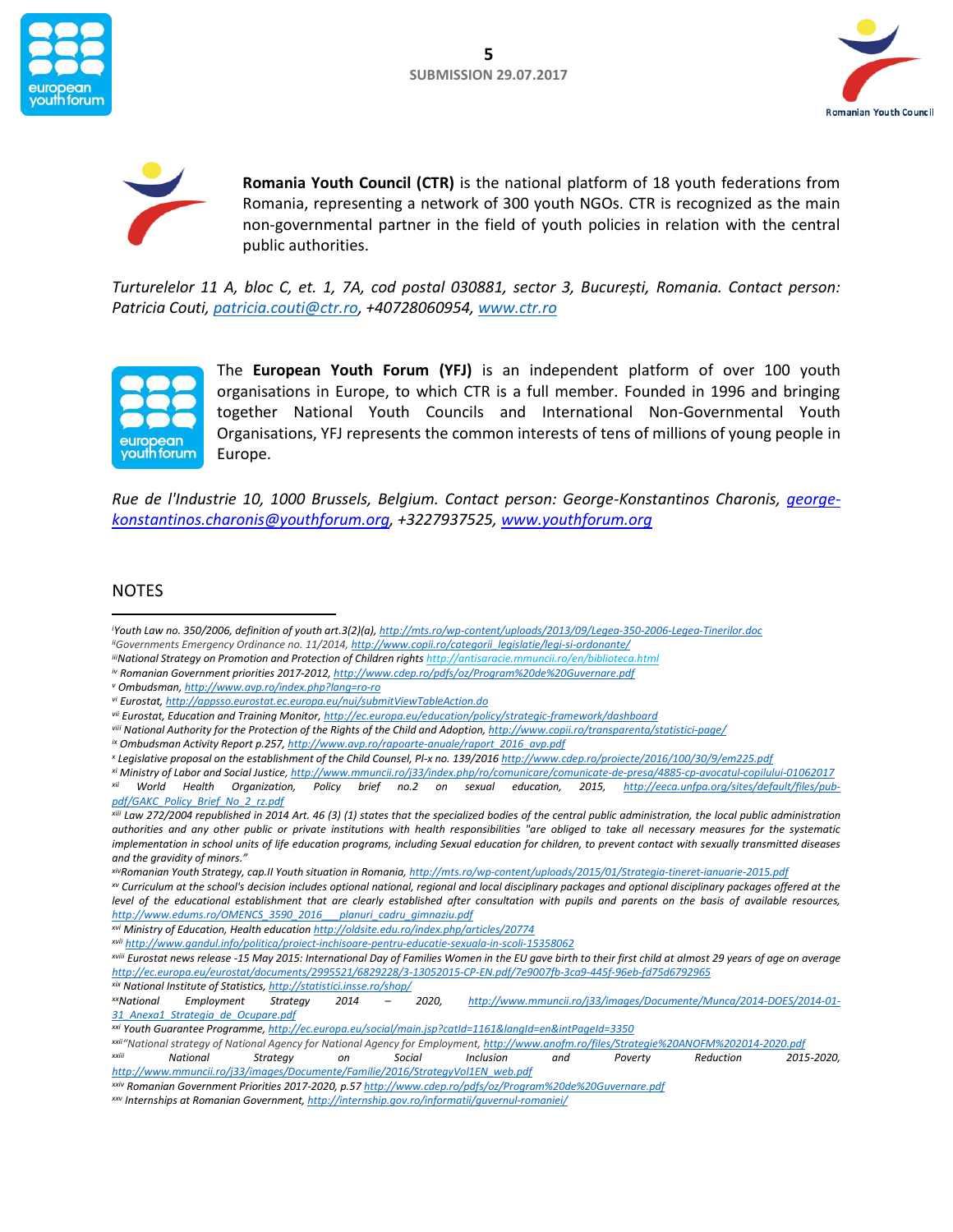**Romania Youth Council (CTR)** is the national platform of 18 youth federations from Romania, representing a network of 300 youth NGOs. CTR is recognized as the main non-governmental partner in the field of youth policies in relation with the central public authorities.

*Turturelelor 11 A, bloc C, et. 1, 7A, cod postal 030881, sector 3, București, Romania. Contact person: Patricia Couti, patricia.couti@ctr.ro, +40728060954, www.ctr.ro*

The **European Youth Forum (YFJ)** is an independent platform of over 100 youth organisations in Europe, to which CTR is a full member. Founded in 1996 and bringing together National Youth Councils and International Non-Governmental Youth Organisations, YFJ represents the common interests of tens of millions of young people in Europe.

*Rue de l'Industrie 10, 1000 Brussels, Belgium. Contact person: George-Konstantinos Charonis, george-konstantinos.charonis@youthforum.org, +3227937525, www.youthforum.org*

## NOTES

[i] *Youth Law no. 350/2006, definition of youth art.3(2)(a), http://mts.ro/wp-content/uploads/2013/09/Legea-350-2006-Legea-Tinerilor.doc*

[ii] *Governments Emergency Ordinance no. 11/2014, http://www.copii.ro/categorii_legislatie/legi-si-ordonante/*

[iii] *National Strategy on Promotion and Protection of Children rights http://antisaracie.mmuncii.ro/en/biblioteca.html*

[iv] *Romanian Government priorities 2017-2012, http://www.cdep.ro/pdfs/oz/Program%20de%20Guvernare.pdf*

[v] *Ombudsman, http://www.avp.ro/index.php?lang=ro-ro*

[vi] *Eurostat, http://appsso.eurostat.ec.europa.eu/nui/submitViewTableAction.do*

[vii] *Eurostat, Education and Training Monitor, http://ec.europa.eu/education/policy/strategic-framework/dashboard*

[viii] *National Authority for the Protection of the Rights of the Child and Adoption, http://www.copii.ro/transparenta/statistici-page/*

[ix] *Ombudsman Activity Report p.257, http://www.avp.ro/rapoarte-anuale/raport_2016_avp.pdf*

[x] *Legislative proposal on the establishment of the Child Counsel, Pl-x no. 139/2016 http://www.cdep.ro/proiecte/2016/100/30/9/em225.pdf*

[xi] *Ministry of Labor and Social Justice, http://www.mmuncii.ro/j33/index.php/ro/comunicare/comunicate-de-presa/4885-cp-avocatul-copilului-01062017*

[xii] *World Health Organization, Policy brief no.2 on sexual education, 2015, http://eeca.unfpa.org/sites/default/files/pub-pdf/GAKC_Policy_Brief_No_2_rz.pdf*

[xiii] *Law 272/2004 republished in 2014 Art. 46 (3) (1) states that the specialized bodies of the central public administration, the local public administration authorities and any other public or private institutions with health responsibilities "are obliged to take all necessary measures for the systematic implementation in school units of life education programs, including Sexual education for children, to prevent contact with sexually transmitted diseases and the gravidity of minors."*

[xiv] *Romanian Youth Strategy, cap.II Youth situation in Romania, http://mts.ro/wp-content/uploads/2015/01/Strategia-tineret-ianuarie-2015.pdf*

[xv] *Curriculum at the school's decision includes optional national, regional and local disciplinary packages and optional disciplinary packages offered at the level of the educational establishment that are clearly established after consultation with pupils and parents on the basis of available resources, http://www.edums.ro/OMENCS_3590_2016___planuri_cadru_gimnaziu.pdf*

[xvi] *Ministry of Education, Health education http://oldsite.edu.ro/index.php/articles/20774*

[xvii] *http://www.gandul.info/politica/proiect-inchisoare-pentru-educatie-sexuala-in-scoli-15358062*

[xviii] *Eurostat news release -15 May 2015: International Day of Families Women in the EU gave birth to their first child at almost 29 years of age on average http://ec.europa.eu/eurostat/documents/2995521/6829228/3-13052015-CP-EN.pdf/7e9007fb-3ca9-445f-96eb-fd75d6792965*

[xix] *National Institute of Statistics, http://statistici.insse.ro/shop/*

[xx] *National Employment Strategy 2014 – 2020, http://www.mmuncii.ro/j33/images/Documente/Munca/2014-DOES/2014-01-31_Anexa1_Strategia_de_Ocupare.pdf*

[xxi] *Youth Guarantee Programme, http://ec.europa.eu/social/main.jsp?catId=1161&langId=en&intPageId=3350*

[xxii] *"National strategy of National Agency for National Agency for Employment, http://www.anofm.ro/files/Strategie%20ANOFM%202014-2020.pdf*

[xxiii] *National Strategy on Social Inclusion and Poverty Reduction 2015-2020, http://www.mmuncii.ro/j33/images/Documente/Familie/2016/StrategyVol1EN_web.pdf*

[xxiv] *Romanian Government Priorities 2017-2020, p.57 http://www.cdep.ro/pdfs/oz/Program%20de%20Guvernare.pdf*

[xxv] *Internships at Romanian Government, http://internship.gov.ro/informatii/guvernul-romaniei/*